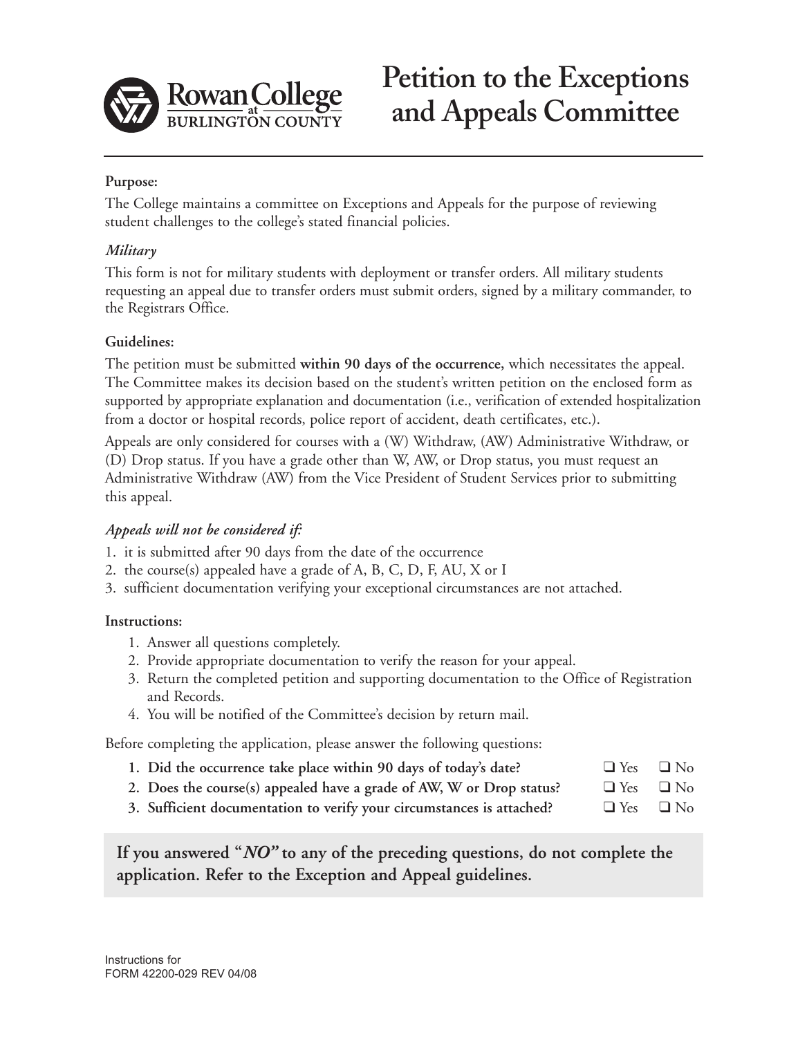Rowan College at BURLINGTON COUNTY

# Petition to the Exceptions and Appeals Committee

**Purpose:**

The College maintains a committee on Exceptions and Appeals for the purpose of reviewing student challenges to the college's stated financial policies.

*Military*

This form is not for military students with deployment or transfer orders. All military students requesting an appeal due to transfer orders must submit orders, signed by a military commander, to the Registrars Office.

**Guidelines:**

The petition must be submitted **within 90 days of the occurrence,** which necessitates the appeal. The Committee makes its decision based on the student's written petition on the enclosed form as supported by appropriate explanation and documentation (i.e., verification of extended hospitalization from a doctor or hospital records, police report of accident, death certificates, etc.).

Appeals are only considered for courses with a (W) Withdraw, (AW) Administrative Withdraw, or (D) Drop status. If you have a grade other than W, AW, or Drop status, you must request an Administrative Withdraw (AW) from the Vice President of Student Services prior to submitting this appeal.

***Appeals will not be considered if:***

1. it is submitted after 90 days from the date of the occurrence
2. the course(s) appealed have a grade of A, B, C, D, F, AU, X or I
3. sufficient documentation verifying your exceptional circumstances are not attached.

**Instructions:**

1. Answer all questions completely.
2. Provide appropriate documentation to verify the reason for your appeal.
3. Return the completed petition and supporting documentation to the Office of Registration and Records.
4. You will be notified of the Committee's decision by return mail.

Before completing the application, please answer the following questions:

1. **Did the occurrence take place within 90 days of today's date?** ❑ Yes ❑ No
2. **Does the course(s) appealed have a grade of AW, W or Drop status?** ❑ Yes ❑ No
3. **Sufficient documentation to verify your circumstances is attached?** ❑ Yes ❑ No

**If you answered "*NO*" to any of the preceding questions, do not complete the application. Refer to the Exception and Appeal guidelines.**

Instructions for
FORM 42200-029 REV 04/08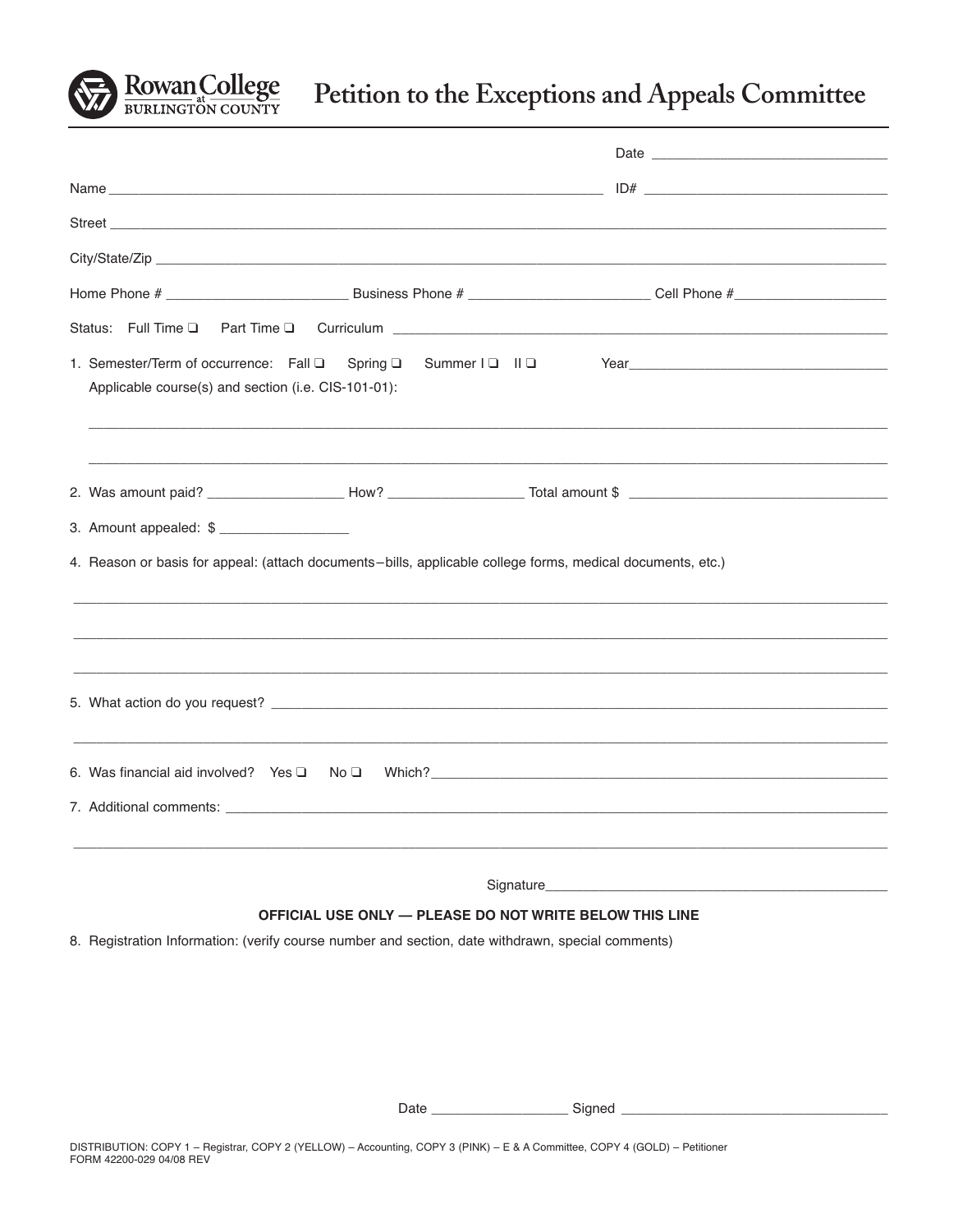# Petition to the Exceptions and Appeals Committee

Rowan College at Burlington County

Date ______________________________

Name ______________________________________________________________ ID# ______________________________

Street ______________________________________________________________________________________________

City/State/Zip ________________________________________________________________________________________

Home Phone # ______________________ Business Phone # ______________________ Cell Phone # ____________________

Status: Full Time ❑ Part Time ❑ Curriculum ____________________________________________________________

1. Semester/Term of occurrence: Fall ❑ Spring ❑ Summer I ❑ II ❑ Year ________________________________
   Applicable course(s) and section (i.e. CIS-101-01):

   ______________________________________________________________________________________________

   ______________________________________________________________________________________________

2. Was amount paid? ________________ How? ________________ Total amount $ ______________________________

3. Amount appealed: $ ________________

4. Reason or basis for appeal: (attach documents–bills, applicable college forms, medical documents, etc.)

   ______________________________________________________________________________________________

   ______________________________________________________________________________________________

   ______________________________________________________________________________________________

5. What action do you request? _______________________________________________________________________

   ______________________________________________________________________________________________

6. Was financial aid involved? Yes ❑ No ❑ Which? _________________________________________________________

7. Additional comments: ___________________________________________________________________________

   ______________________________________________________________________________________________

Signature ____________________________________________

**OFFICIAL USE ONLY — PLEASE DO NOT WRITE BELOW THIS LINE**

8. Registration Information: (verify course number and section, date withdrawn, special comments)

Date ________________ Signed __________________________________

DISTRIBUTION: COPY 1 – Registrar, COPY 2 (YELLOW) – Accounting, COPY 3 (PINK) – E & A Committee, COPY 4 (GOLD) – Petitioner
FORM 42200-029 04/08 REV